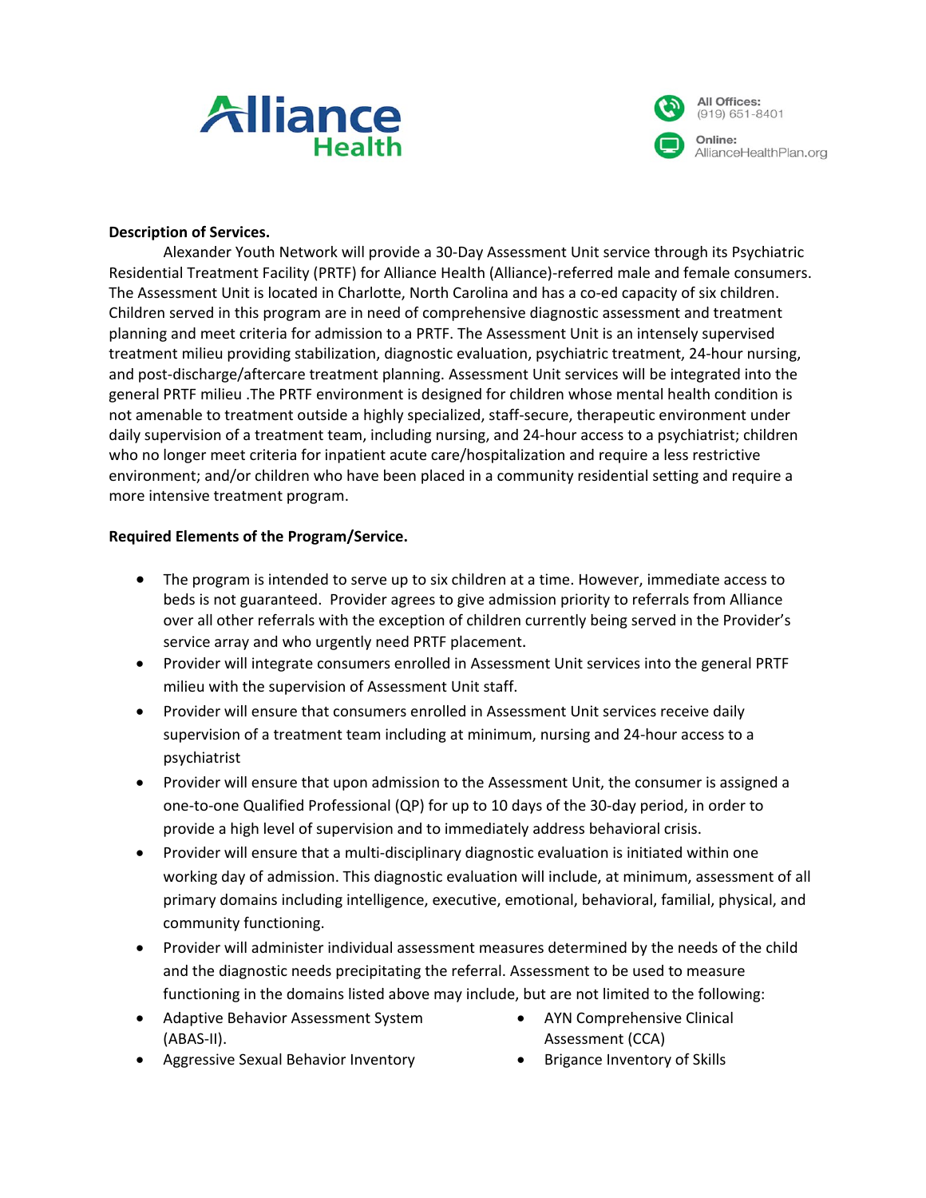**Alliance Health**

All Offices: (919) 651-8401

Online: AllianceHealthPlan.org

**Description of Services.**

Alexander Youth Network will provide a 30-Day Assessment Unit service through its Psychiatric Residential Treatment Facility (PRTF) for Alliance Health (Alliance)-referred male and female consumers. The Assessment Unit is located in Charlotte, North Carolina and has a co-ed capacity of six children. Children served in this program are in need of comprehensive diagnostic assessment and treatment planning and meet criteria for admission to a PRTF. The Assessment Unit is an intensely supervised treatment milieu providing stabilization, diagnostic evaluation, psychiatric treatment, 24-hour nursing, and post-discharge/aftercare treatment planning. Assessment Unit services will be integrated into the general PRTF milieu .The PRTF environment is designed for children whose mental health condition is not amenable to treatment outside a highly specialized, staff-secure, therapeutic environment under daily supervision of a treatment team, including nursing, and 24-hour access to a psychiatrist; children who no longer meet criteria for inpatient acute care/hospitalization and require a less restrictive environment; and/or children who have been placed in a community residential setting and require a more intensive treatment program.

**Required Elements of the Program/Service.**

- The program is intended to serve up to six children at a time. However, immediate access to beds is not guaranteed. Provider agrees to give admission priority to referrals from Alliance over all other referrals with the exception of children currently being served in the Provider's service array and who urgently need PRTF placement.
- Provider will integrate consumers enrolled in Assessment Unit services into the general PRTF milieu with the supervision of Assessment Unit staff.
- Provider will ensure that consumers enrolled in Assessment Unit services receive daily supervision of a treatment team including at minimum, nursing and 24-hour access to a psychiatrist
- Provider will ensure that upon admission to the Assessment Unit, the consumer is assigned a one-to-one Qualified Professional (QP) for up to 10 days of the 30-day period, in order to provide a high level of supervision and to immediately address behavioral crisis.
- Provider will ensure that a multi-disciplinary diagnostic evaluation is initiated within one working day of admission. This diagnostic evaluation will include, at minimum, assessment of all primary domains including intelligence, executive, emotional, behavioral, familial, physical, and community functioning.
- Provider will administer individual assessment measures determined by the needs of the child and the diagnostic needs precipitating the referral. Assessment to be used to measure functioning in the domains listed above may include, but are not limited to the following:

- Adaptive Behavior Assessment System (ABAS-II).
- Aggressive Sexual Behavior Inventory
- AYN Comprehensive Clinical Assessment (CCA)
- Brigance Inventory of Skills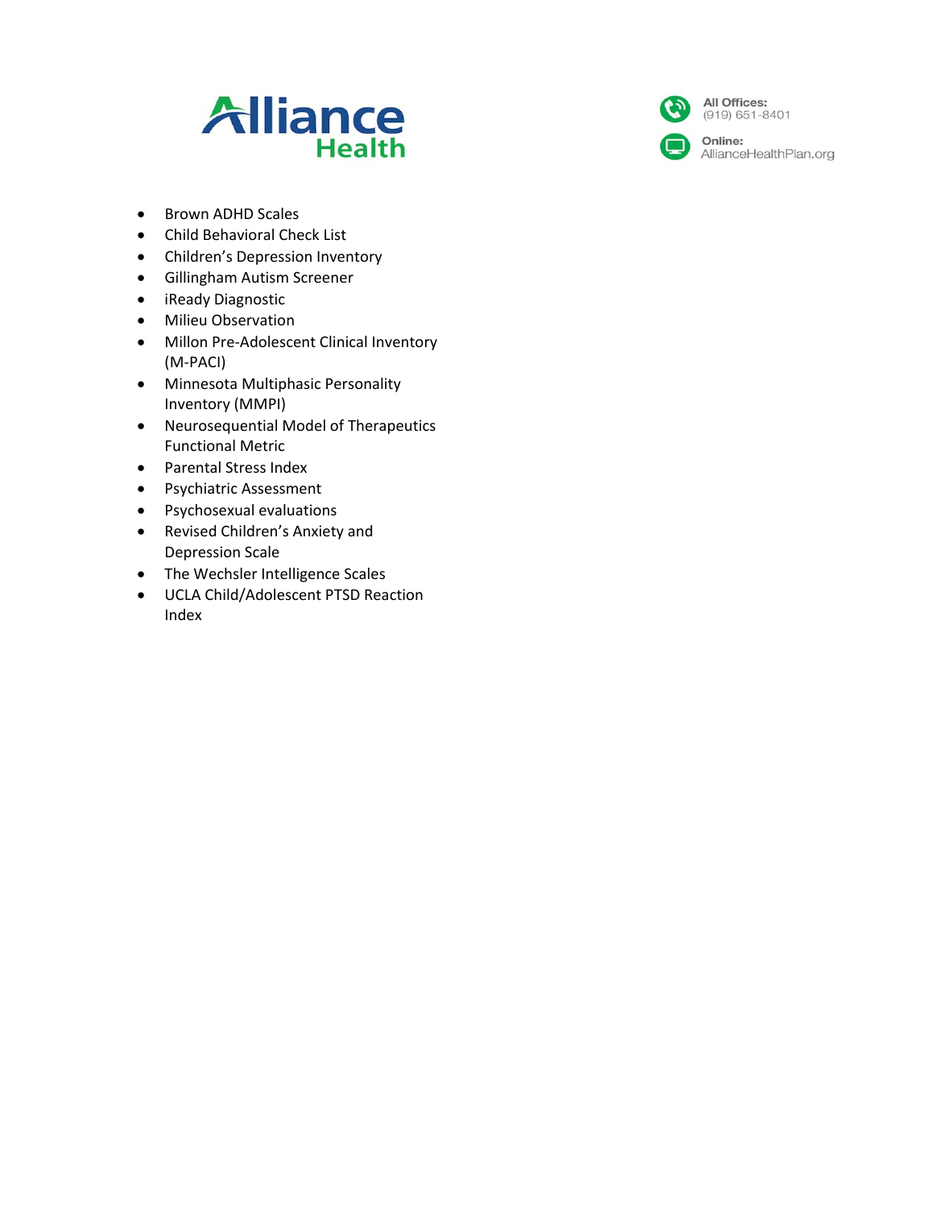- Brown ADHD Scales
- Child Behavioral Check List
- Children's Depression Inventory
- Gillingham Autism Screener
- iReady Diagnostic
- Milieu Observation
- Millon Pre-Adolescent Clinical Inventory (M-PACI)
- Minnesota Multiphasic Personality Inventory (MMPI)
- Neurosequential Model of Therapeutics Functional Metric
- Parental Stress Index
- Psychiatric Assessment
- Psychosexual evaluations
- Revised Children's Anxiety and Depression Scale
- The Wechsler Intelligence Scales
- UCLA Child/Adolescent PTSD Reaction Index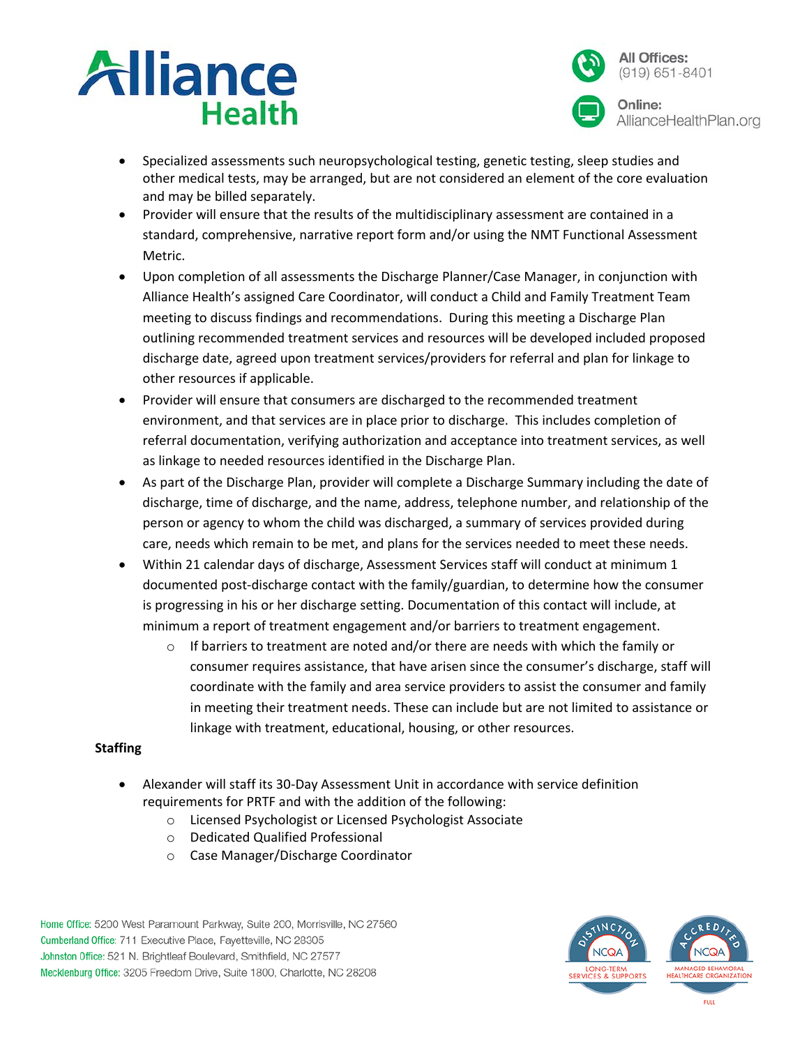- Specialized assessments such neuropsychological testing, genetic testing, sleep studies and other medical tests, may be arranged, but are not considered an element of the core evaluation and may be billed separately.
- Provider will ensure that the results of the multidisciplinary assessment are contained in a standard, comprehensive, narrative report form and/or using the NMT Functional Assessment Metric.
- Upon completion of all assessments the Discharge Planner/Case Manager, in conjunction with Alliance Health's assigned Care Coordinator, will conduct a Child and Family Treatment Team meeting to discuss findings and recommendations. During this meeting a Discharge Plan outlining recommended treatment services and resources will be developed included proposed discharge date, agreed upon treatment services/providers for referral and plan for linkage to other resources if applicable.
- Provider will ensure that consumers are discharged to the recommended treatment environment, and that services are in place prior to discharge. This includes completion of referral documentation, verifying authorization and acceptance into treatment services, as well as linkage to needed resources identified in the Discharge Plan.
- As part of the Discharge Plan, provider will complete a Discharge Summary including the date of discharge, time of discharge, and the name, address, telephone number, and relationship of the person or agency to whom the child was discharged, a summary of services provided during care, needs which remain to be met, and plans for the services needed to meet these needs.
- Within 21 calendar days of discharge, Assessment Services staff will conduct at minimum 1 documented post-discharge contact with the family/guardian, to determine how the consumer is progressing in his or her discharge setting. Documentation of this contact will include, at minimum a report of treatment engagement and/or barriers to treatment engagement.
  - If barriers to treatment are noted and/or there are needs with which the family or consumer requires assistance, that have arisen since the consumer's discharge, staff will coordinate with the family and area service providers to assist the consumer and family in meeting their treatment needs. These can include but are not limited to assistance or linkage with treatment, educational, housing, or other resources.

**Staffing**

- Alexander will staff its 30-Day Assessment Unit in accordance with service definition requirements for PRTF and with the addition of the following:
  - Licensed Psychologist or Licensed Psychologist Associate
  - Dedicated Qualified Professional
  - Case Manager/Discharge Coordinator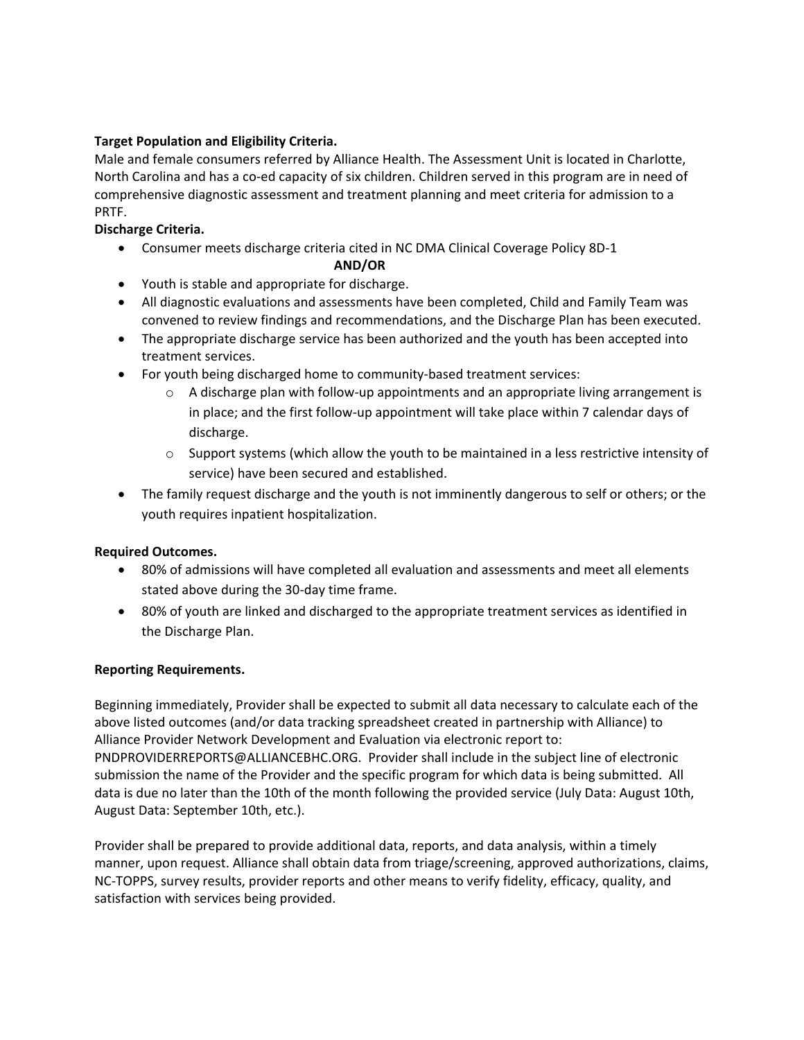**Target Population and Eligibility Criteria.**
Male and female consumers referred by Alliance Health. The Assessment Unit is located in Charlotte, North Carolina and has a co-ed capacity of six children. Children served in this program are in need of comprehensive diagnostic assessment and treatment planning and meet criteria for admission to a PRTF.

**Discharge Criteria.**

- Consumer meets discharge criteria cited in NC DMA Clinical Coverage Policy 8D-1

**AND/OR**

- Youth is stable and appropriate for discharge.
- All diagnostic evaluations and assessments have been completed, Child and Family Team was convened to review findings and recommendations, and the Discharge Plan has been executed.
- The appropriate discharge service has been authorized and the youth has been accepted into treatment services.
- For youth being discharged home to community-based treatment services:
  - A discharge plan with follow-up appointments and an appropriate living arrangement is in place; and the first follow-up appointment will take place within 7 calendar days of discharge.
  - Support systems (which allow the youth to be maintained in a less restrictive intensity of service) have been secured and established.
- The family request discharge and the youth is not imminently dangerous to self or others; or the youth requires inpatient hospitalization.

**Required Outcomes.**

- 80% of admissions will have completed all evaluation and assessments and meet all elements stated above during the 30-day time frame.
- 80% of youth are linked and discharged to the appropriate treatment services as identified in the Discharge Plan.

**Reporting Requirements.**

Beginning immediately, Provider shall be expected to submit all data necessary to calculate each of the above listed outcomes (and/or data tracking spreadsheet created in partnership with Alliance) to Alliance Provider Network Development and Evaluation via electronic report to: PNDPROVIDERREPORTS@ALLIANCEBHC.ORG. Provider shall include in the subject line of electronic submission the name of the Provider and the specific program for which data is being submitted. All data is due no later than the 10th of the month following the provided service (July Data: August 10th, August Data: September 10th, etc.).

Provider shall be prepared to provide additional data, reports, and data analysis, within a timely manner, upon request. Alliance shall obtain data from triage/screening, approved authorizations, claims, NC-TOPPS, survey results, provider reports and other means to verify fidelity, efficacy, quality, and satisfaction with services being provided.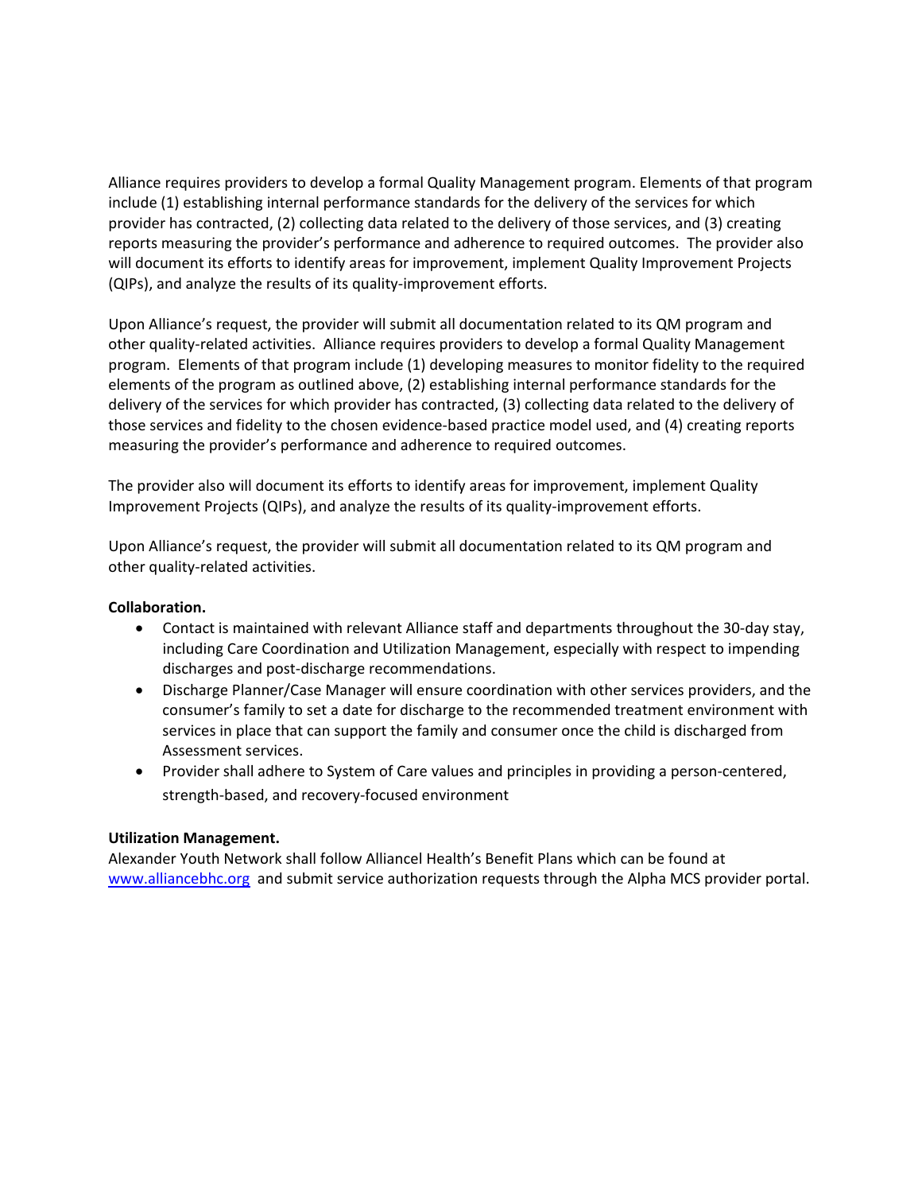Alliance requires providers to develop a formal Quality Management program. Elements of that program include (1) establishing internal performance standards for the delivery of the services for which provider has contracted, (2) collecting data related to the delivery of those services, and (3) creating reports measuring the provider's performance and adherence to required outcomes. The provider also will document its efforts to identify areas for improvement, implement Quality Improvement Projects (QIPs), and analyze the results of its quality-improvement efforts.

Upon Alliance's request, the provider will submit all documentation related to its QM program and other quality-related activities. Alliance requires providers to develop a formal Quality Management program. Elements of that program include (1) developing measures to monitor fidelity to the required elements of the program as outlined above, (2) establishing internal performance standards for the delivery of the services for which provider has contracted, (3) collecting data related to the delivery of those services and fidelity to the chosen evidence-based practice model used, and (4) creating reports measuring the provider's performance and adherence to required outcomes.

The provider also will document its efforts to identify areas for improvement, implement Quality Improvement Projects (QIPs), and analyze the results of its quality-improvement efforts.

Upon Alliance's request, the provider will submit all documentation related to its QM program and other quality-related activities.

**Collaboration.**

- Contact is maintained with relevant Alliance staff and departments throughout the 30-day stay, including Care Coordination and Utilization Management, especially with respect to impending discharges and post-discharge recommendations.
- Discharge Planner/Case Manager will ensure coordination with other services providers, and the consumer's family to set a date for discharge to the recommended treatment environment with services in place that can support the family and consumer once the child is discharged from Assessment services.
- Provider shall adhere to System of Care values and principles in providing a person-centered, strength-based, and recovery-focused environment

**Utilization Management.**

Alexander Youth Network shall follow Alliancel Health's Benefit Plans which can be found at [www.alliancebhc.org](http://www.alliancebhc.org) and submit service authorization requests through the Alpha MCS provider portal.